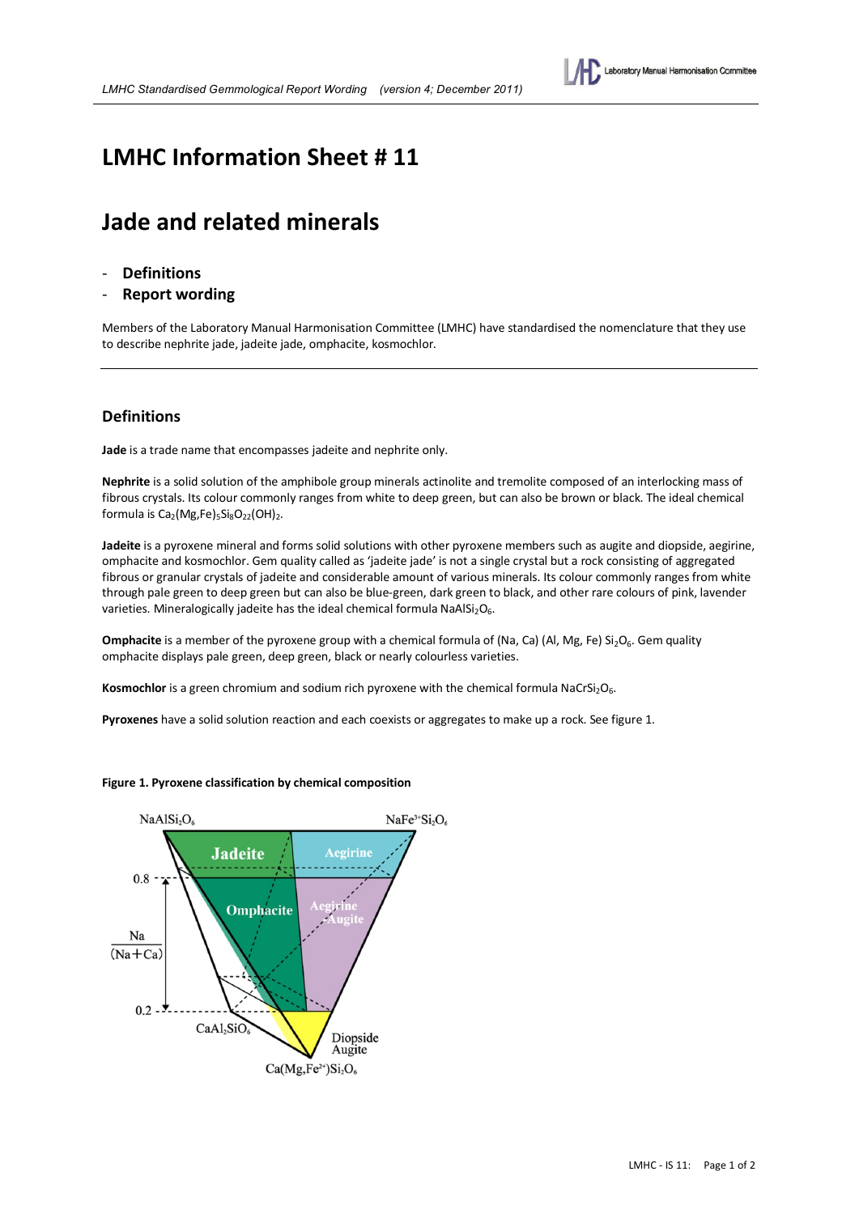# LMHC Information Sheet # 11

# Jade and related minerals

- **Definitions**
- **Report wording**

Members of the Laboratory Manual Harmonisation Committee (LMHC) have standardised the nomenclature that they use to describe nephrite jade, jadeite jade, omphacite, kosmochlor.

## Definitions

**Jade** is a trade name that encompasses jadeite and nephrite only.

**Nephrite** is a solid solution of the amphibole group minerals actinolite and tremolite composed of an interlocking mass of fibrous crystals. Its colour commonly ranges from white to deep green, but can also be brown or black. The ideal chemical formula is $Ca_2(Mg,Fe)_5Si_8O_{22}(OH)_2$.

**Jadeite** is a pyroxene mineral and forms solid solutions with other pyroxene members such as augite and diopside, aegirine, omphacite and kosmochlor. Gem quality called as 'jadeite jade' is not a single crystal but a rock consisting of aggregated fibrous or granular crystals of jadeite and considerable amount of various minerals. Its colour commonly ranges from white through pale green to deep green but can also be blue-green, dark green to black, and other rare colours of pink, lavender varieties. Mineralogically jadeite has the ideal chemical formula $NaAlSi_2O_6$.

**Omphacite** is a member of the pyroxene group with a chemical formula of (Na, Ca) (Al, Mg, Fe) $Si_2O_6$. Gem quality omphacite displays pale green, deep green, black or nearly colourless varieties.

**Kosmochlor** is a green chromium and sodium rich pyroxene with the chemical formula $NaCrSi_2O_6$.

**Pyroxenes** have a solid solution reaction and each coexists or aggregates to make up a rock. See figure 1.

**Figure 1. Pyroxene classification by chemical composition**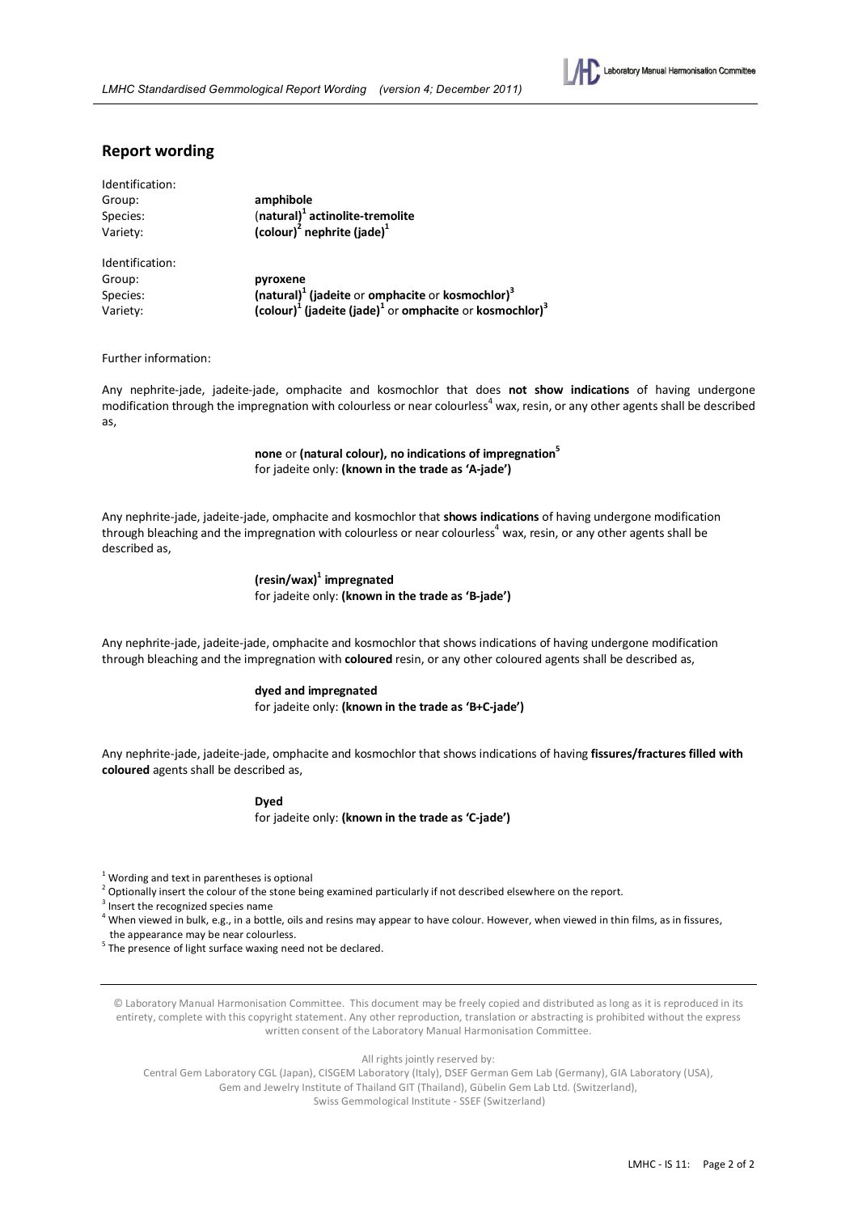## Report wording

Identification:

| | |
|---|---|
| Group: | **amphibole** |
| Species: | (**natural)**[1] **actinolite-tremolite** |
| Variety: | **(colour)**[2] **nephrite (jade)**[1] |

Identification:

| | |
|---|---|
| Group: | **pyroxene** |
| Species: | **(natural)**[1] **(jadeite** or **omphacite** or **kosmochlor)**[3] |
| Variety: | **(colour)**[1] **(jadeite (jade)**[1] or **omphacite** or **kosmochlor)**[3] |

Further information:

Any nephrite-jade, jadeite-jade, omphacite and kosmochlor that does **not show indications** of having undergone modification through the impregnation with colourless or near colourless[4] wax, resin, or any other agents shall be described as,

**none** or **(natural colour), no indications of impregnation**[5]
for jadeite only: **(known in the trade as 'A-jade')**

Any nephrite-jade, jadeite-jade, omphacite and kosmochlor that **shows indications** of having undergone modification through bleaching and the impregnation with colourless or near colourless[4] wax, resin, or any other agents shall be described as,

**(resin/wax)**[1] **impregnated**
for jadeite only: **(known in the trade as 'B-jade')**

Any nephrite-jade, jadeite-jade, omphacite and kosmochlor that shows indications of having undergone modification through bleaching and the impregnation with **coloured** resin, or any other coloured agents shall be described as,

**dyed and impregnated**
for jadeite only: **(known in the trade as 'B+C-jade')**

Any nephrite-jade, jadeite-jade, omphacite and kosmochlor that shows indications of having **fissures/fractures filled with coloured** agents shall be described as,

**Dyed**
for jadeite only: **(known in the trade as 'C-jade')**

[1] Wording and text in parentheses is optional
[2] Optionally insert the colour of the stone being examined particularly if not described elsewhere on the report.
[3] Insert the recognized species name
[4] When viewed in bulk, e.g., in a bottle, oils and resins may appear to have colour. However, when viewed in thin films, as in fissures, the appearance may be near colourless.
[5] The presence of light surface waxing need not be declared.

© Laboratory Manual Harmonisation Committee. This document may be freely copied and distributed as long as it is reproduced in its entirety, complete with this copyright statement. Any other reproduction, translation or abstracting is prohibited without the express written consent of the Laboratory Manual Harmonisation Committee.

All rights jointly reserved by:
Central Gem Laboratory CGL (Japan), CISGEM Laboratory (Italy), DSEF German Gem Lab (Germany), GIA Laboratory (USA), Gem and Jewelry Institute of Thailand GIT (Thailand), Gübelin Gem Lab Ltd. (Switzerland), Swiss Gemmological Institute - SSEF (Switzerland)